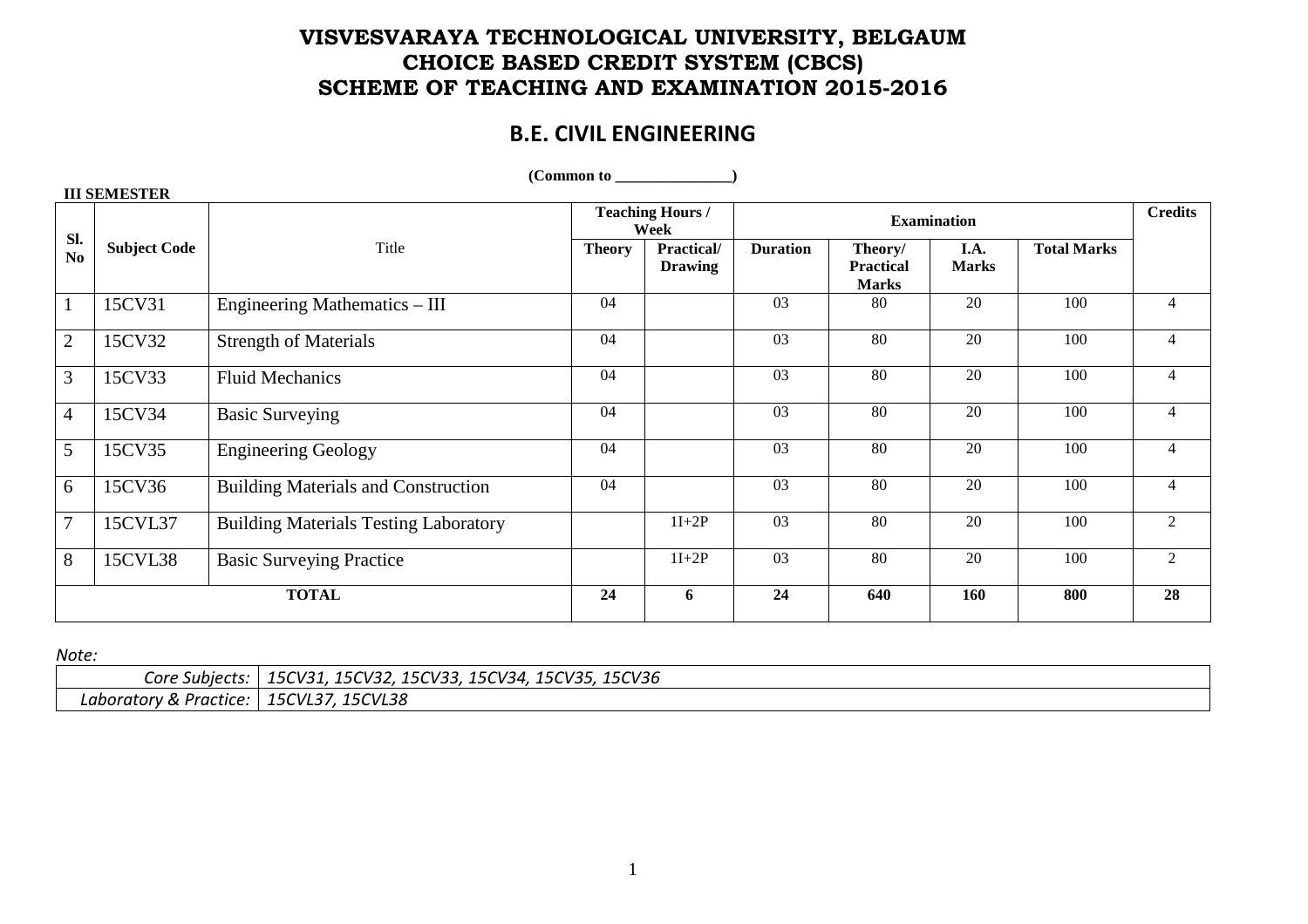# VISVESVARAYA TECHNOLOGICAL UNIVERSITY, BELGAUM
# CHOICE BASED CREDIT SYSTEM (CBCS)
# SCHEME OF TEACHING AND EXAMINATION 2015-2016

## B.E. CIVIL ENGINEERING

**(Common to _______________)**

**III SEMESTER**

| Sl. No | Subject Code | Title | Teaching Hours / Week | | Examination | | | | Credits |
|---|---|---|---|---|---|---|---|---|---|
| | | | Theory | Practical/ Drawing | Duration | Theory/ Practical Marks | I.A. Marks | Total Marks | |
| 1 | 15CV31 | Engineering Mathematics – III | 04 | | 03 | 80 | 20 | 100 | 4 |
| 2 | 15CV32 | Strength of Materials | 04 | | 03 | 80 | 20 | 100 | 4 |
| 3 | 15CV33 | Fluid Mechanics | 04 | | 03 | 80 | 20 | 100 | 4 |
| 4 | 15CV34 | Basic Surveying | 04 | | 03 | 80 | 20 | 100 | 4 |
| 5 | 15CV35 | Engineering Geology | 04 | | 03 | 80 | 20 | 100 | 4 |
| 6 | 15CV36 | Building Materials and Construction | 04 | | 03 | 80 | 20 | 100 | 4 |
| 7 | 15CVL37 | Building Materials Testing Laboratory | | 1I+2P | 03 | 80 | 20 | 100 | 2 |
| 8 | 15CVL38 | Basic Surveying Practice | | 1I+2P | 03 | 80 | 20 | 100 | 2 |
| **TOTAL** | | | **24** | **6** | **24** | **640** | **160** | **800** | **28** |

*Note:*

| | |
|---|---|
| *Core Subjects:* | *15CV31, 15CV32, 15CV33, 15CV34, 15CV35, 15CV36* |
| *Laboratory & Practice:* | *15CVL37, 15CVL38* |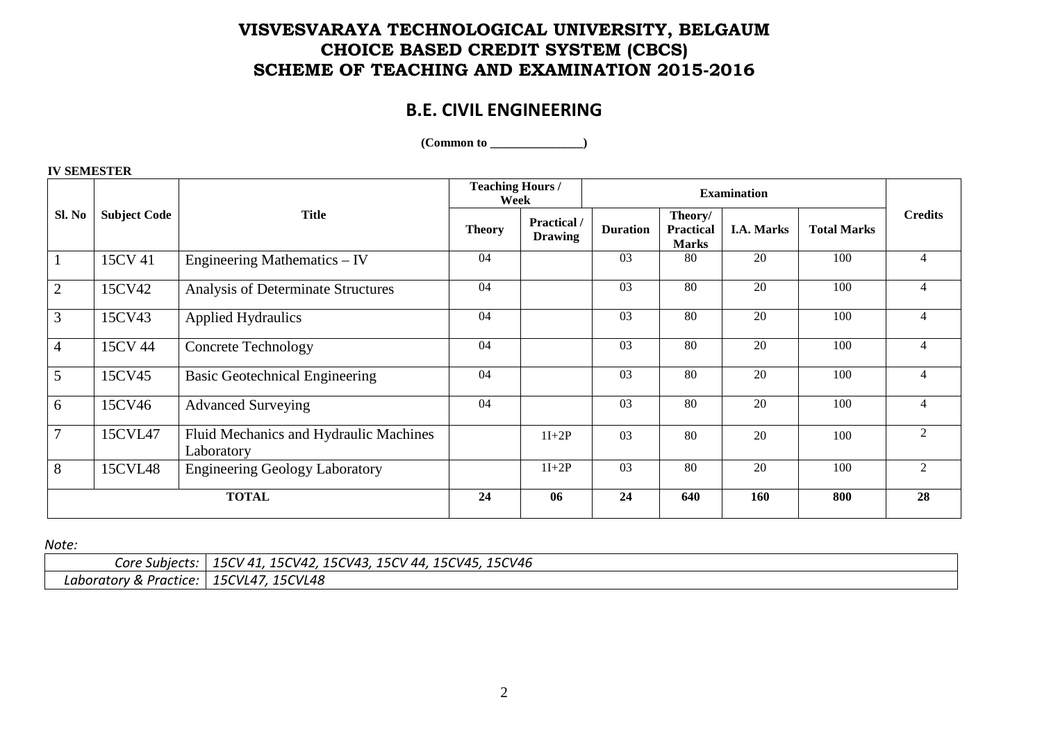# VISVESVARAYA TECHNOLOGICAL UNIVERSITY, BELGAUM
# CHOICE BASED CREDIT SYSTEM (CBCS)
# SCHEME OF TEACHING AND EXAMINATION 2015-2016

## B.E. CIVIL ENGINEERING

**(Common to _______________)**

**IV SEMESTER**

| Sl. No | Subject Code | Title | Teaching Hours / Week | | Examination | | | | Credits |
|---|---|---|---|---|---|---|---|---|---|
| | | | Theory | Practical / Drawing | Duration | Theory/ Practical Marks | I.A. Marks | Total Marks | |
| 1 | 15CV 41 | Engineering Mathematics – IV | 04 | | 03 | 80 | 20 | 100 | 4 |
| 2 | 15CV42 | Analysis of Determinate Structures | 04 | | 03 | 80 | 20 | 100 | 4 |
| 3 | 15CV43 | Applied Hydraulics | 04 | | 03 | 80 | 20 | 100 | 4 |
| 4 | 15CV 44 | Concrete Technology | 04 | | 03 | 80 | 20 | 100 | 4 |
| 5 | 15CV45 | Basic Geotechnical Engineering | 04 | | 03 | 80 | 20 | 100 | 4 |
| 6 | 15CV46 | Advanced Surveying | 04 | | 03 | 80 | 20 | 100 | 4 |
| 7 | 15CVL47 | Fluid Mechanics and Hydraulic Machines Laboratory | | 1I+2P | 03 | 80 | 20 | 100 | 2 |
| 8 | 15CVL48 | Engineering Geology Laboratory | | 1I+2P | 03 | 80 | 20 | 100 | 2 |
| **TOTAL** | | | **24** | **06** | **24** | **640** | **160** | **800** | **28** |

*Note:*

| | |
|---|---|
| *Core Subjects:* | *15CV 41, 15CV42, 15CV43, 15CV 44, 15CV45, 15CV46* |
| *Laboratory & Practice:* | *15CVL47, 15CVL48* |